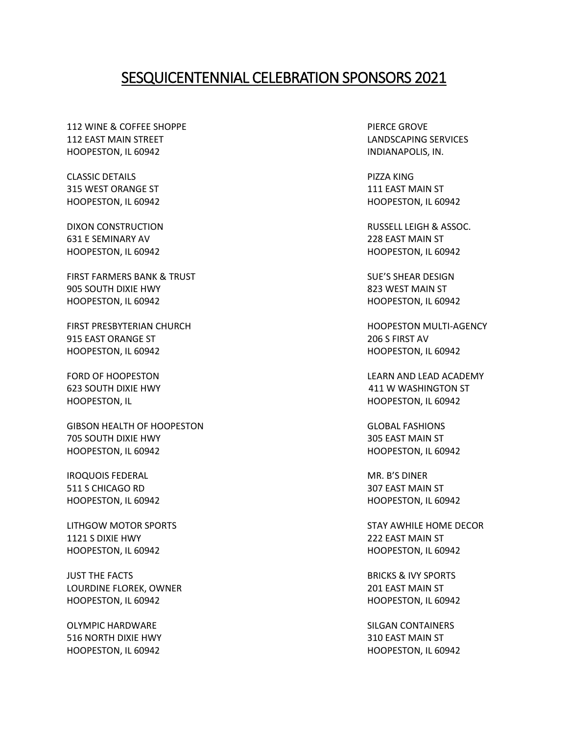# SESQUICENTENNIAL CELEBRATION SPONSORS 2021

112 WINE & COFFEE SHOPPE
112 EAST MAIN STREET
HOOPESTON, IL 60942

CLASSIC DETAILS
315 WEST ORANGE ST
HOOPESTON, IL 60942

DIXON CONSTRUCTION
631 E SEMINARY AV
HOOPESTON, IL 60942

FIRST FARMERS BANK & TRUST
905 SOUTH DIXIE HWY
HOOPESTON, IL 60942

FIRST PRESBYTERIAN CHURCH
915 EAST ORANGE ST
HOOPESTON, IL 60942

FORD OF HOOPESTON
623 SOUTH DIXIE HWY
HOOPESTON, IL

GIBSON HEALTH OF HOOPESTON
705 SOUTH DIXIE HWY
HOOPESTON, IL 60942

IROQUOIS FEDERAL
511 S CHICAGO RD
HOOPESTON, IL 60942

LITHGOW MOTOR SPORTS
1121 S DIXIE HWY
HOOPESTON, IL 60942

JUST THE FACTS
LOURDINE FLOREK, OWNER
HOOPESTON, IL 60942

OLYMPIC HARDWARE
516 NORTH DIXIE HWY
HOOPESTON, IL 60942

PIERCE GROVE
LANDSCAPING SERVICES
INDIANAPOLIS, IN.

PIZZA KING
111 EAST MAIN ST
HOOPESTON, IL 60942

RUSSELL LEIGH & ASSOC.
228 EAST MAIN ST
HOOPESTON, IL 60942

SUE'S SHEAR DESIGN
823 WEST MAIN ST
HOOPESTON, IL 60942

HOOPESTON MULTI-AGENCY
206 S FIRST AV
HOOPESTON, IL 60942

LEARN AND LEAD ACADEMY
411 W WASHINGTON ST
HOOPESTON, IL 60942

GLOBAL FASHIONS
305 EAST MAIN ST
HOOPESTON, IL 60942

MR. B'S DINER
307 EAST MAIN ST
HOOPESTON, IL 60942

STAY AWHILE HOME DECOR
222 EAST MAIN ST
HOOPESTON, IL 60942

BRICKS & IVY SPORTS
201 EAST MAIN ST
HOOPESTON, IL 60942

SILGAN CONTAINERS
310 EAST MAIN ST
HOOPESTON, IL 60942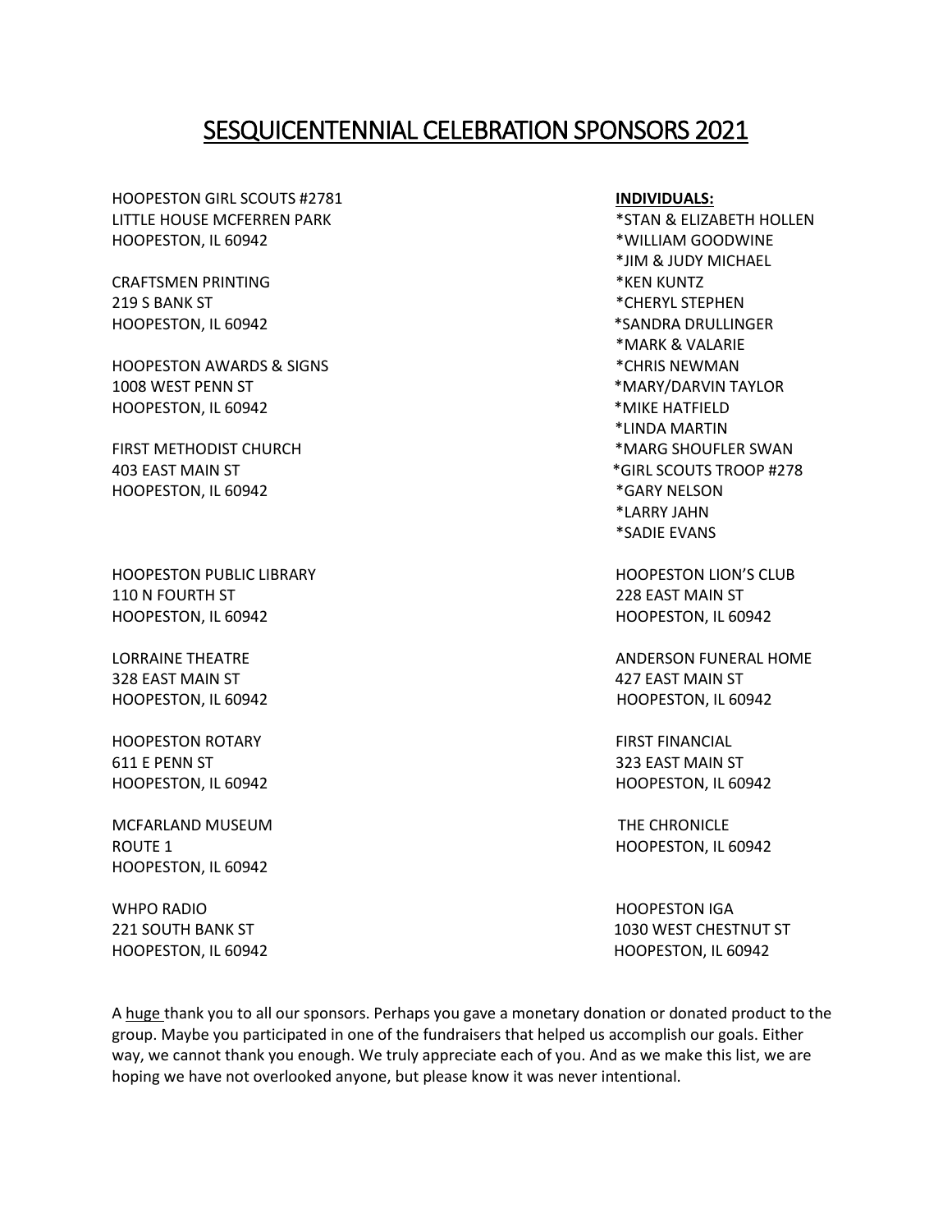# SESQUICENTENNIAL CELEBRATION SPONSORS 2021

HOOPESTON GIRL SCOUTS #2781
LITTLE HOUSE MCFERREN PARK
HOOPESTON, IL 60942

CRAFTSMEN PRINTING
219 S BANK ST
HOOPESTON, IL 60942

HOOPESTON AWARDS & SIGNS
1008 WEST PENN ST
HOOPESTON, IL 60942

FIRST METHODIST CHURCH
403 EAST MAIN ST
HOOPESTON, IL 60942

HOOPESTON PUBLIC LIBRARY
110 N FOURTH ST
HOOPESTON, IL 60942

LORRAINE THEATRE
328 EAST MAIN ST
HOOPESTON, IL 60942

HOOPESTON ROTARY
611 E PENN ST
HOOPESTON, IL 60942

MCFARLAND MUSEUM
ROUTE 1
HOOPESTON, IL 60942

WHPO RADIO
221 SOUTH BANK ST
HOOPESTON, IL 60942

**INDIVIDUALS:**

*STAN & ELIZABETH HOLLEN
*WILLIAM GOODWINE
*JIM & JUDY MICHAEL
*KEN KUNTZ
*CHERYL STEPHEN
*SANDRA DRULLINGER
*MARK & VALARIE
*CHRIS NEWMAN
*MARY/DARVIN TAYLOR
*MIKE HATFIELD
*LINDA MARTIN
*MARG SHOUFLER SWAN
*GIRL SCOUTS TROOP #278
*GARY NELSON
*LARRY JAHN
*SADIE EVANS

HOOPESTON LION'S CLUB
228 EAST MAIN ST
HOOPESTON, IL 60942

ANDERSON FUNERAL HOME
427 EAST MAIN ST
HOOPESTON, IL 60942

FIRST FINANCIAL
323 EAST MAIN ST
HOOPESTON, IL 60942

THE CHRONICLE
HOOPESTON, IL 60942

HOOPESTON IGA
1030 WEST CHESTNUT ST
HOOPESTON, IL 60942

A huge thank you to all our sponsors. Perhaps you gave a monetary donation or donated product to the group. Maybe you participated in one of the fundraisers that helped us accomplish our goals. Either way, we cannot thank you enough. We truly appreciate each of you. And as we make this list, we are hoping we have not overlooked anyone, but please know it was never intentional.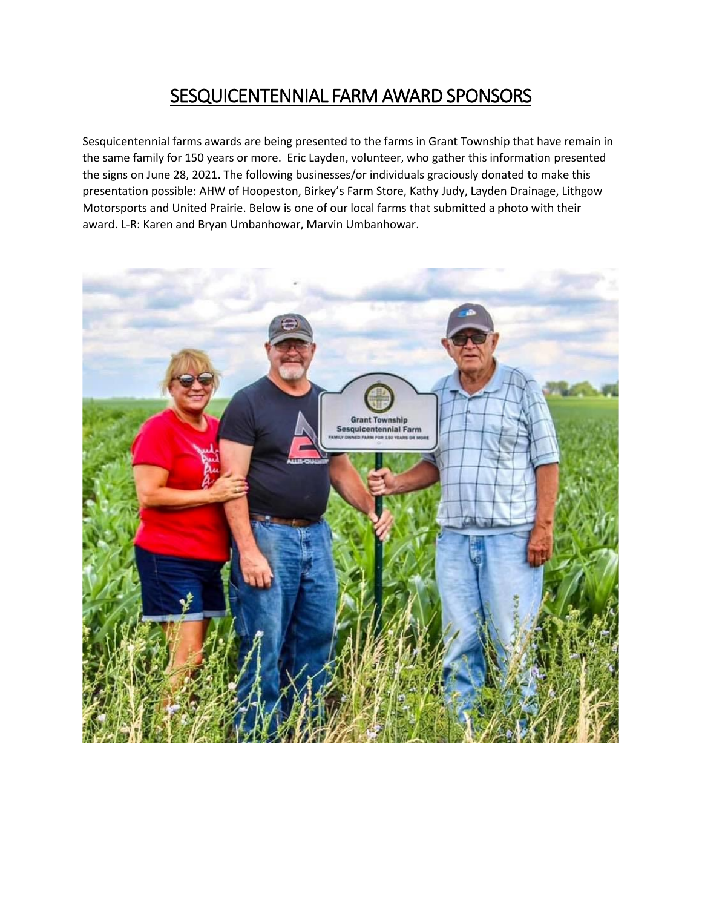# SESQUICENTENNIAL FARM AWARD SPONSORS

Sesquicentennial farms awards are being presented to the farms in Grant Township that have remain in the same family for 150 years or more. Eric Layden, volunteer, who gather this information presented the signs on June 28, 2021. The following businesses/or individuals graciously donated to make this presentation possible: AHW of Hoopeston, Birkey's Farm Store, Kathy Judy, Layden Drainage, Lithgow Motorsports and United Prairie. Below is one of our local farms that submitted a photo with their award. L-R: Karen and Bryan Umbanhowar, Marvin Umbanhowar.